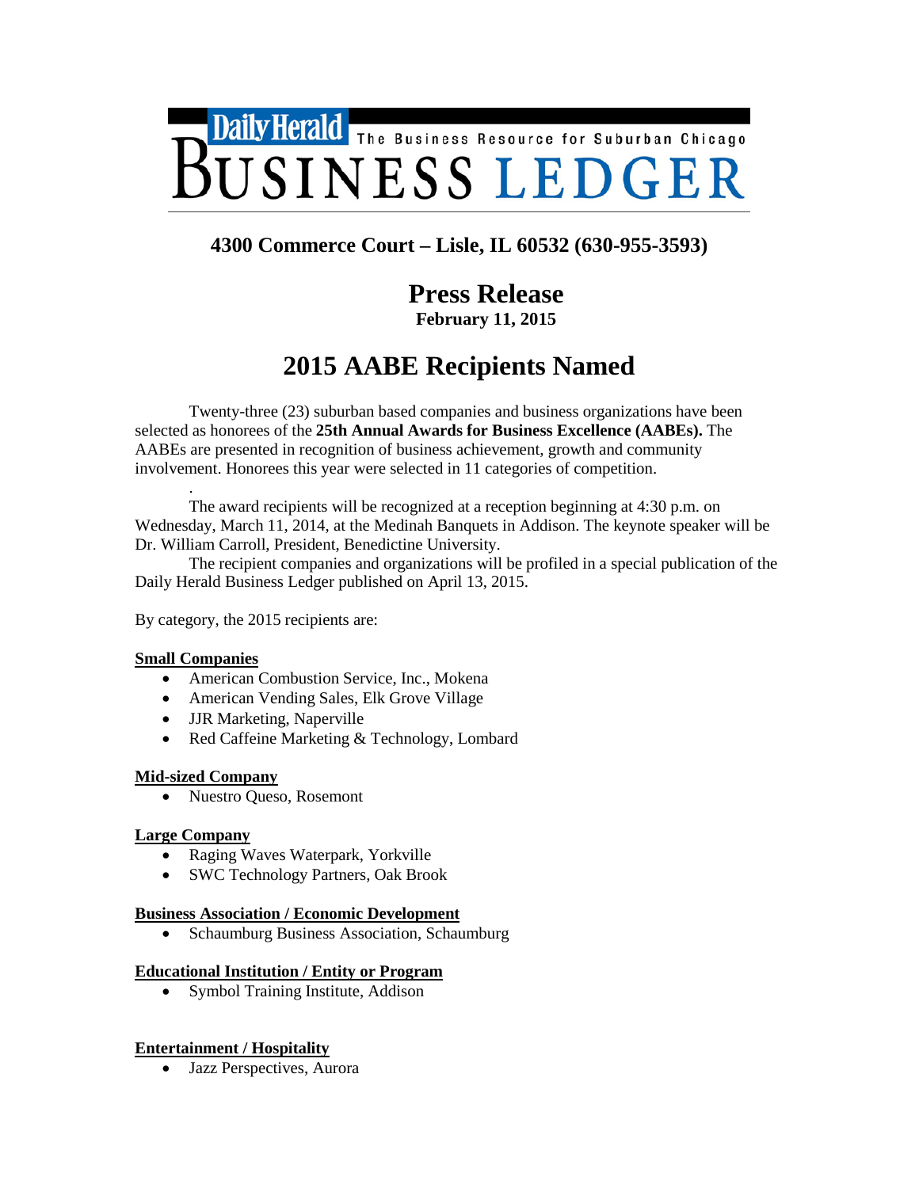Daily Herald — The Business Resource for Suburban Chicago

# BUSINESS LEDGER

**4300 Commerce Court – Lisle, IL 60532 (630-955-3593)**

## Press Release

**February 11, 2015**

# 2015 AABE Recipients Named

Twenty-three (23) suburban based companies and business organizations have been selected as honorees of the **25th Annual Awards for Business Excellence (AABEs).** The AABEs are presented in recognition of business achievement, growth and community involvement. Honorees this year were selected in 11 categories of competition.

.

The award recipients will be recognized at a reception beginning at 4:30 p.m. on Wednesday, March 11, 2014, at the Medinah Banquets in Addison. The keynote speaker will be Dr. William Carroll, President, Benedictine University.

The recipient companies and organizations will be profiled in a special publication of the Daily Herald Business Ledger published on April 13, 2015.

By category, the 2015 recipients are:

**Small Companies**

- American Combustion Service, Inc., Mokena
- American Vending Sales, Elk Grove Village
- JJR Marketing, Naperville
- Red Caffeine Marketing & Technology, Lombard

**Mid-sized Company**

- Nuestro Queso, Rosemont

**Large Company**

- Raging Waves Waterpark, Yorkville
- SWC Technology Partners, Oak Brook

**Business Association / Economic Development**

- Schaumburg Business Association, Schaumburg

**Educational Institution / Entity or Program**

- Symbol Training Institute, Addison

**Entertainment / Hospitality**

- Jazz Perspectives, Aurora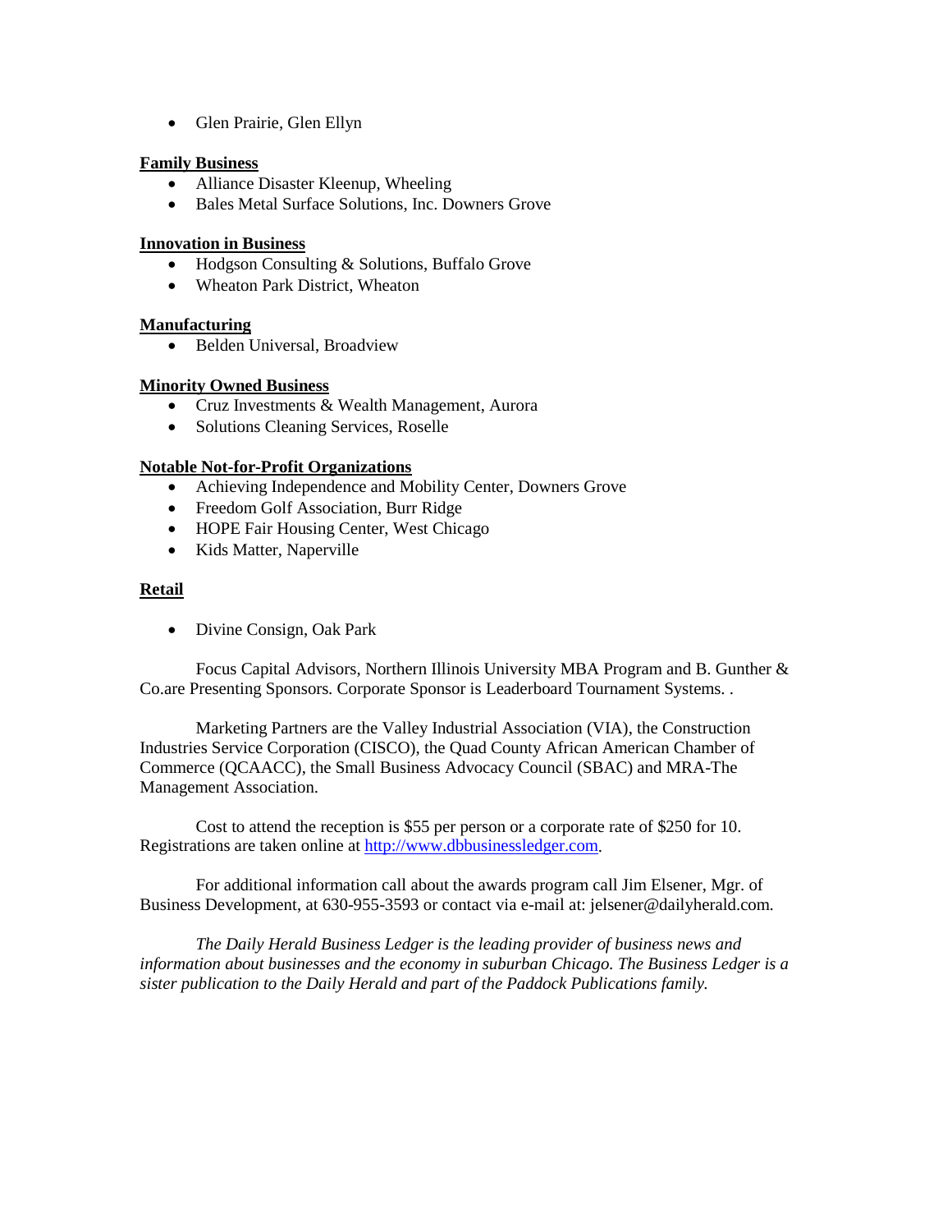- Glen Prairie, Glen Ellyn

**<u>Family Business</u>**

- Alliance Disaster Kleenup, Wheeling
- Bales Metal Surface Solutions, Inc. Downers Grove

**<u>Innovation in Business</u>**

- Hodgson Consulting & Solutions, Buffalo Grove
- Wheaton Park District, Wheaton

**<u>Manufacturing</u>**

- Belden Universal, Broadview

**<u>Minority Owned Business</u>**

- Cruz Investments & Wealth Management, Aurora
- Solutions Cleaning Services, Roselle

**<u>Notable Not-for-Profit Organizations</u>**

- Achieving Independence and Mobility Center, Downers Grove
- Freedom Golf Association, Burr Ridge
- HOPE Fair Housing Center, West Chicago
- Kids Matter, Naperville

**<u>Retail</u>**

- Divine Consign, Oak Park

Focus Capital Advisors, Northern Illinois University MBA Program and B. Gunther & Co.are Presenting Sponsors. Corporate Sponsor is Leaderboard Tournament Systems. .

Marketing Partners are the Valley Industrial Association (VIA), the Construction Industries Service Corporation (CISCO), the Quad County African American Chamber of Commerce (QCAACC), the Small Business Advocacy Council (SBAC) and MRA-The Management Association.

Cost to attend the reception is $55 per person or a corporate rate of $250 for 10. Registrations are taken online at [http://www.dbbusinessledger.com](http://www.dbbusinessledger.com).

For additional information call about the awards program call Jim Elsener, Mgr. of Business Development, at 630-955-3593 or contact via e-mail at: jelsener@dailyherald.com.

*The Daily Herald Business Ledger is the leading provider of business news and information about businesses and the economy in suburban Chicago. The Business Ledger is a sister publication to the Daily Herald and part of the Paddock Publications family.*